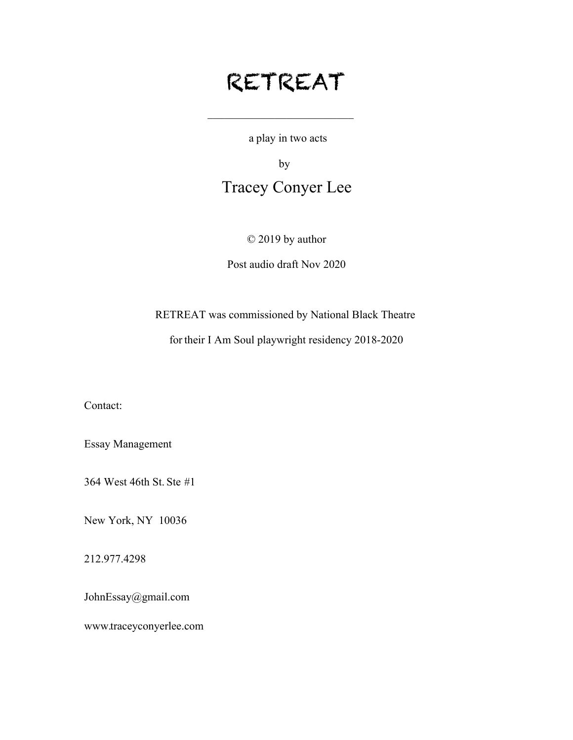# RETREAT

---

a play in two acts

by

## Tracey Conyer Lee

© 2019 by author

Post audio draft Nov 2020

RETREAT was commissioned by National Black Theatre

for their I Am Soul playwright residency 2018-2020

Contact:

Essay Management

364 West 46th St. Ste #1

New York, NY  10036

212.977.4298

JohnEssay@gmail.com

www.traceyconyerlee.com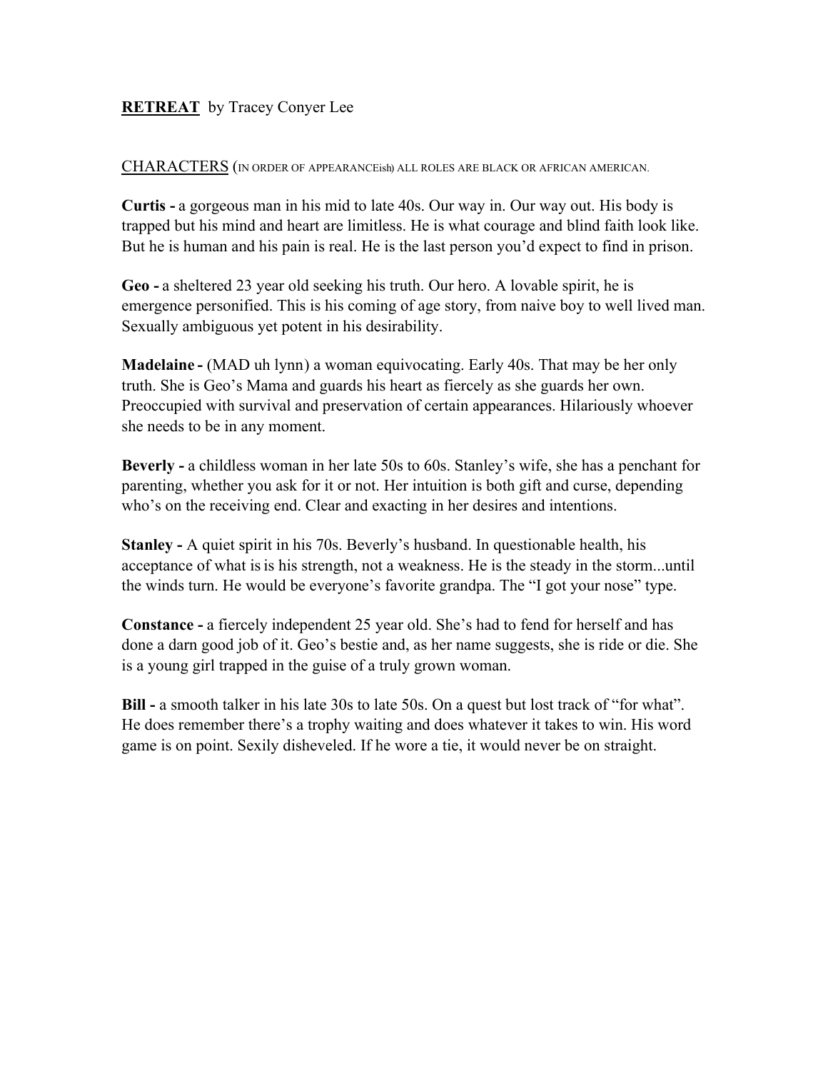**<u>RETREAT</u>** by Tracey Conyer Lee

<u>CHARACTERS</u> (IN ORDER OF APPEARANCEish) ALL ROLES ARE BLACK OR AFRICAN AMERICAN.

**Curtis -** a gorgeous man in his mid to late 40s. Our way in. Our way out. His body is trapped but his mind and heart are limitless. He is what courage and blind faith look like. But he is human and his pain is real. He is the last person you'd expect to find in prison.

**Geo -** a sheltered 23 year old seeking his truth. Our hero. A lovable spirit, he is emergence personified. This is his coming of age story, from naive boy to well lived man. Sexually ambiguous yet potent in his desirability.

**Madelaine -** (MAD uh lynn) a woman equivocating. Early 40s. That may be her only truth. She is Geo's Mama and guards his heart as fiercely as she guards her own. Preoccupied with survival and preservation of certain appearances. Hilariously whoever she needs to be in any moment.

**Beverly -** a childless woman in her late 50s to 60s. Stanley's wife, she has a penchant for parenting, whether you ask for it or not. Her intuition is both gift and curse, depending who's on the receiving end. Clear and exacting in her desires and intentions.

**Stanley -** A quiet spirit in his 70s. Beverly's husband. In questionable health, his acceptance of what is is his strength, not a weakness. He is the steady in the storm...until the winds turn. He would be everyone's favorite grandpa. The "I got your nose" type.

**Constance -** a fiercely independent 25 year old. She's had to fend for herself and has done a darn good job of it. Geo's bestie and, as her name suggests, she is ride or die. She is a young girl trapped in the guise of a truly grown woman.

**Bill -** a smooth talker in his late 30s to late 50s. On a quest but lost track of "for what". He does remember there's a trophy waiting and does whatever it takes to win. His word game is on point. Sexily disheveled. If he wore a tie, it would never be on straight.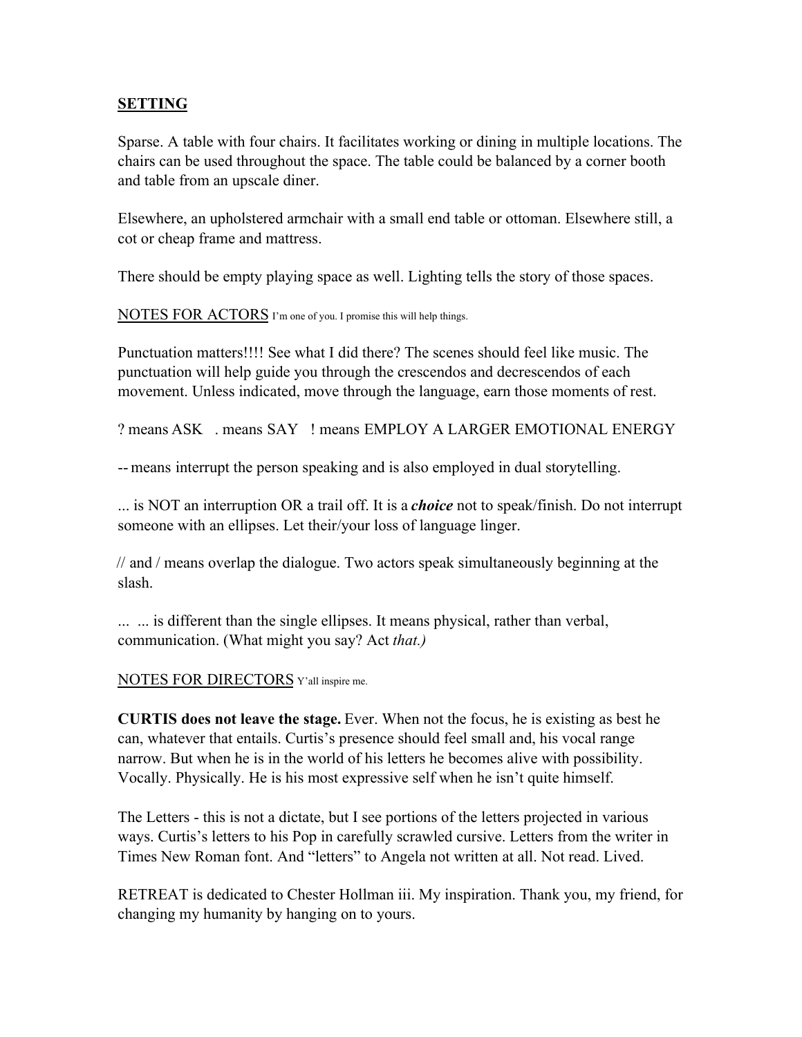**SETTING**

Sparse. A table with four chairs. It facilitates working or dining in multiple locations. The chairs can be used throughout the space. The table could be balanced by a corner booth and table from an upscale diner.

Elsewhere, an upholstered armchair with a small end table or ottoman. Elsewhere still, a cot or cheap frame and mattress.

There should be empty playing space as well. Lighting tells the story of those spaces.

NOTES FOR ACTORS I'm one of you. I promise this will help things.

Punctuation matters!!!! See what I did there? The scenes should feel like music. The punctuation will help guide you through the crescendos and decrescendos of each movement. Unless indicated, move through the language, earn those moments of rest.

? means ASK   . means SAY   ! means EMPLOY A LARGER EMOTIONAL ENERGY

-- means interrupt the person speaking and is also employed in dual storytelling.

... is NOT an interruption OR a trail off. It is a ***choice*** not to speak/finish. Do not interrupt someone with an ellipses. Let their/your loss of language linger.

// and / means overlap the dialogue. Two actors speak simultaneously beginning at the slash.

...  ... is different than the single ellipses. It means physical, rather than verbal, communication. (What might you say? Act *that.)*

NOTES FOR DIRECTORS Y'all inspire me.

**CURTIS does not leave the stage.** Ever. When not the focus, he is existing as best he can, whatever that entails. Curtis's presence should feel small and, his vocal range narrow. But when he is in the world of his letters he becomes alive with possibility. Vocally. Physically. He is his most expressive self when he isn't quite himself.

The Letters - this is not a dictate, but I see portions of the letters projected in various ways. Curtis's letters to his Pop in carefully scrawled cursive. Letters from the writer in Times New Roman font. And "letters" to Angela not written at all. Not read. Lived.

RETREAT is dedicated to Chester Hollman iii. My inspiration. Thank you, my friend, for changing my humanity by hanging on to yours.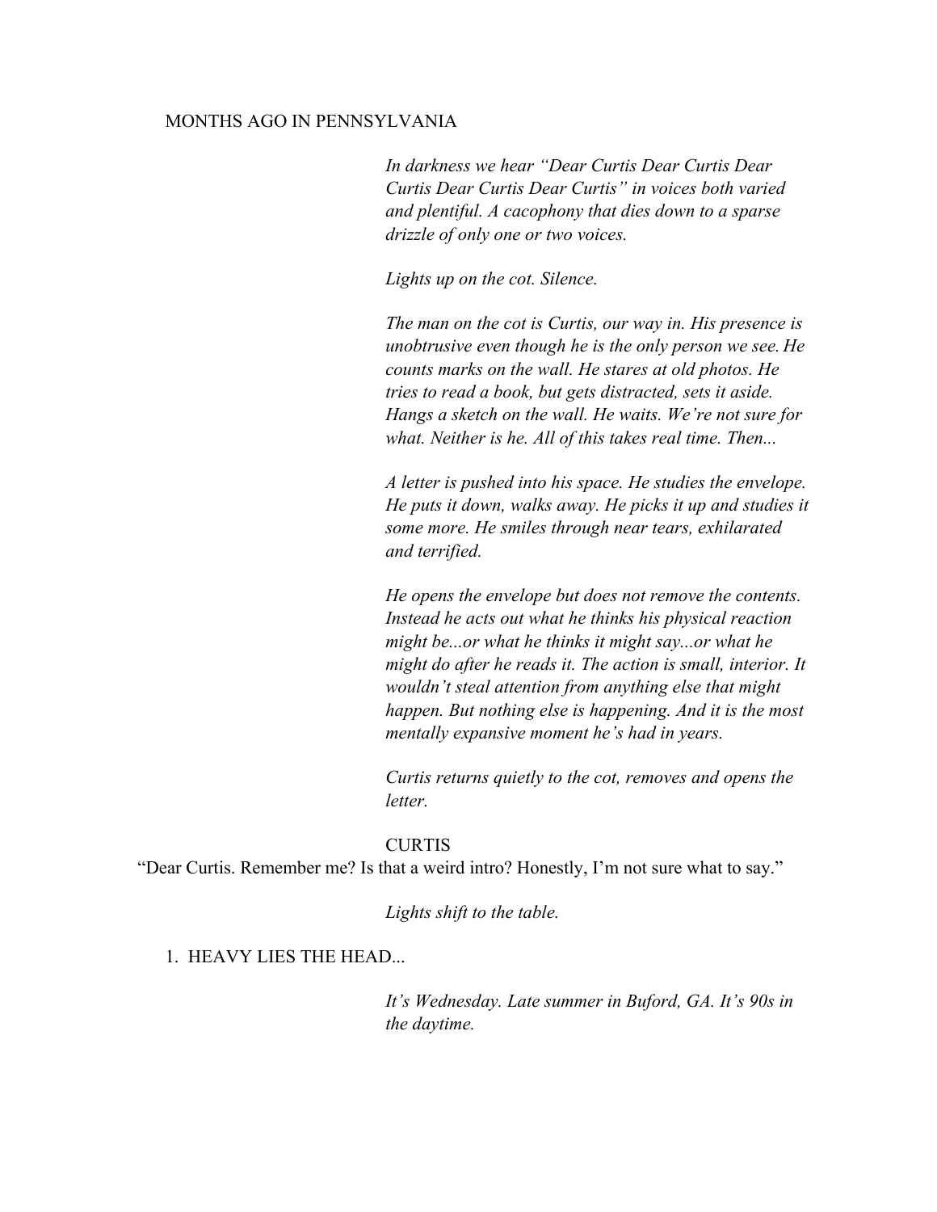MONTHS AGO IN PENNSYLVANIA

*In darkness we hear "Dear Curtis Dear Curtis Dear Curtis Dear Curtis Dear Curtis" in voices both varied and plentiful. A cacophony that dies down to a sparse drizzle of only one or two voices.*

*Lights up on the cot. Silence.*

*The man on the cot is Curtis, our way in. His presence is unobtrusive even though he is the only person we see. He counts marks on the wall. He stares at old photos. He tries to read a book, but gets distracted, sets it aside. Hangs a sketch on the wall. He waits. We're not sure for what. Neither is he. All of this takes real time. Then...*

*A letter is pushed into his space. He studies the envelope. He puts it down, walks away. He picks it up and studies it some more. He smiles through near tears, exhilarated and terrified.*

*He opens the envelope but does not remove the contents. Instead he acts out what he thinks his physical reaction might be...or what he thinks it might say...or what he might do after he reads it. The action is small, interior. It wouldn't steal attention from anything else that might happen. But nothing else is happening. And it is the most mentally expansive moment he's had in years.*

*Curtis returns quietly to the cot, removes and opens the letter.*

CURTIS

"Dear Curtis. Remember me? Is that a weird intro? Honestly, I'm not sure what to say."

*Lights shift to the table.*

1. HEAVY LIES THE HEAD...

*It's Wednesday. Late summer in Buford, GA. It's 90s in the daytime.*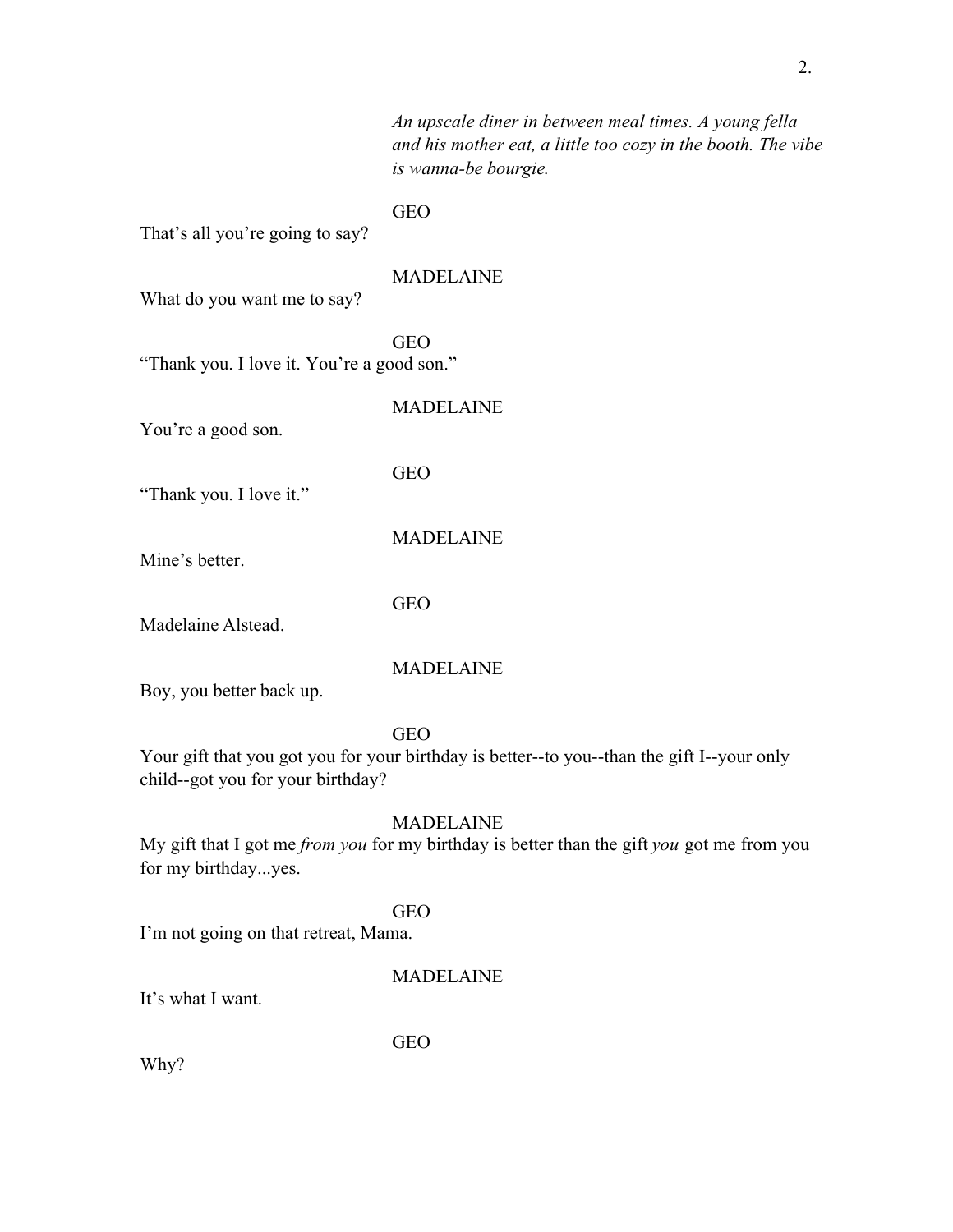*An upscale diner in between meal times. A young fella and his mother eat, a little too cozy in the booth. The vibe is wanna-be bourgie.*

GEO

That's all you're going to say?

MADELAINE

What do you want me to say?

GEO

"Thank you. I love it. You're a good son."

MADELAINE

You're a good son.

GEO

"Thank you. I love it."

MADELAINE

Mine's better.

GEO

Madelaine Alstead.

MADELAINE

Boy, you better back up.

GEO

Your gift that you got you for your birthday is better--to you--than the gift I--your only child--got you for your birthday?

MADELAINE

My gift that I got me *from you* for my birthday is better than the gift *you* got me from you for my birthday...yes.

GEO

I'm not going on that retreat, Mama.

MADELAINE

It's what I want.

GEO

Why?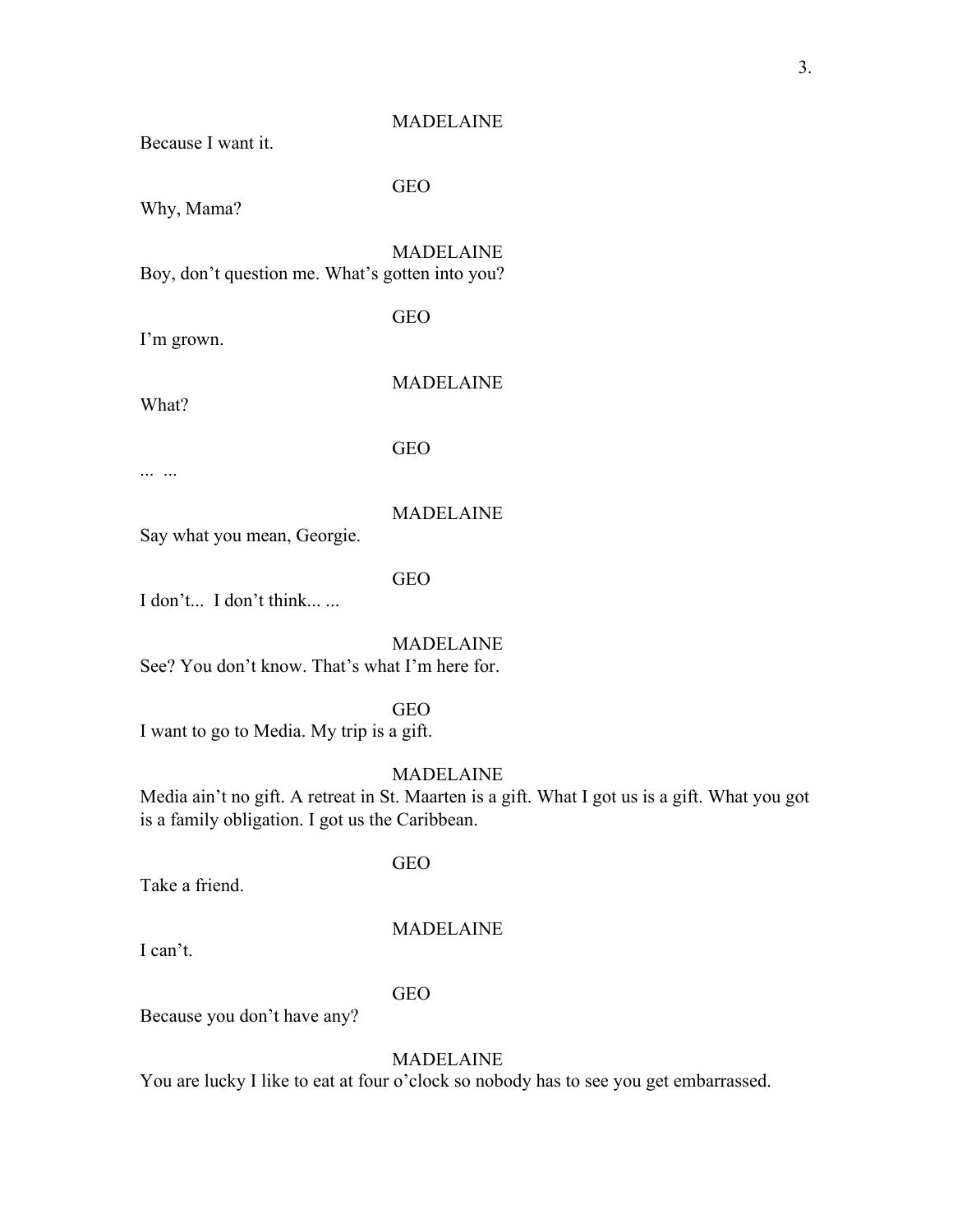MADELAINE

Because I want it.

GEO

Why, Mama?

MADELAINE

Boy, don't question me. What's gotten into you?

GEO

I'm grown.

MADELAINE

What?

GEO

... ...

MADELAINE

Say what you mean, Georgie.

GEO

I don't... I don't think... ...

MADELAINE

See? You don't know. That's what I'm here for.

GEO

I want to go to Media. My trip is a gift.

MADELAINE

Media ain't no gift. A retreat in St. Maarten is a gift. What I got us is a gift. What you got is a family obligation. I got us the Caribbean.

GEO

Take a friend.

MADELAINE

I can't.

GEO

Because you don't have any?

MADELAINE

You are lucky I like to eat at four o'clock so nobody has to see you get embarrassed.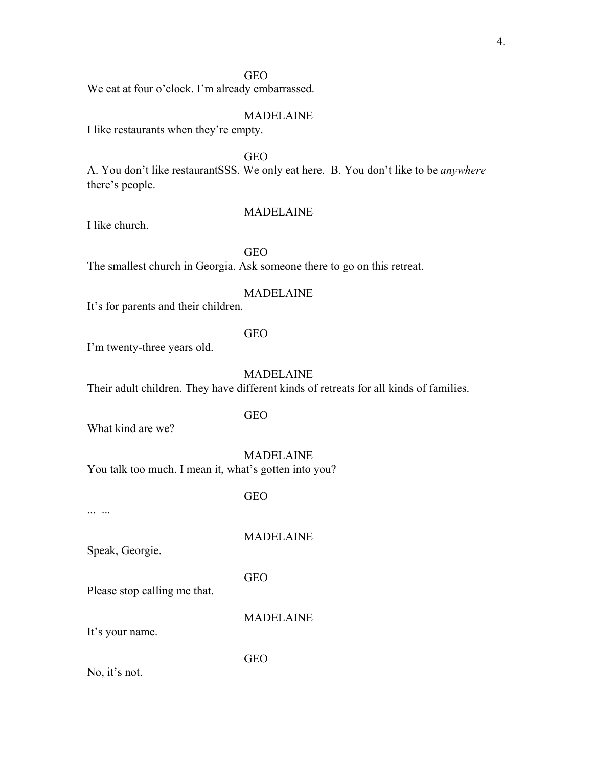GEO

We eat at four o'clock. I'm already embarrassed.

MADELAINE

I like restaurants when they're empty.

GEO

A. You don't like restaurantSSS. We only eat here. B. You don't like to be *anywhere* there's people.

MADELAINE

I like church.

GEO

The smallest church in Georgia. Ask someone there to go on this retreat.

MADELAINE

It's for parents and their children.

GEO

I'm twenty-three years old.

MADELAINE

Their adult children. They have different kinds of retreats for all kinds of families.

GEO

What kind are we?

MADELAINE

You talk too much. I mean it, what's gotten into you?

GEO

... ...

MADELAINE

Speak, Georgie.

GEO

Please stop calling me that.

MADELAINE

It's your name.

GEO

No, it's not.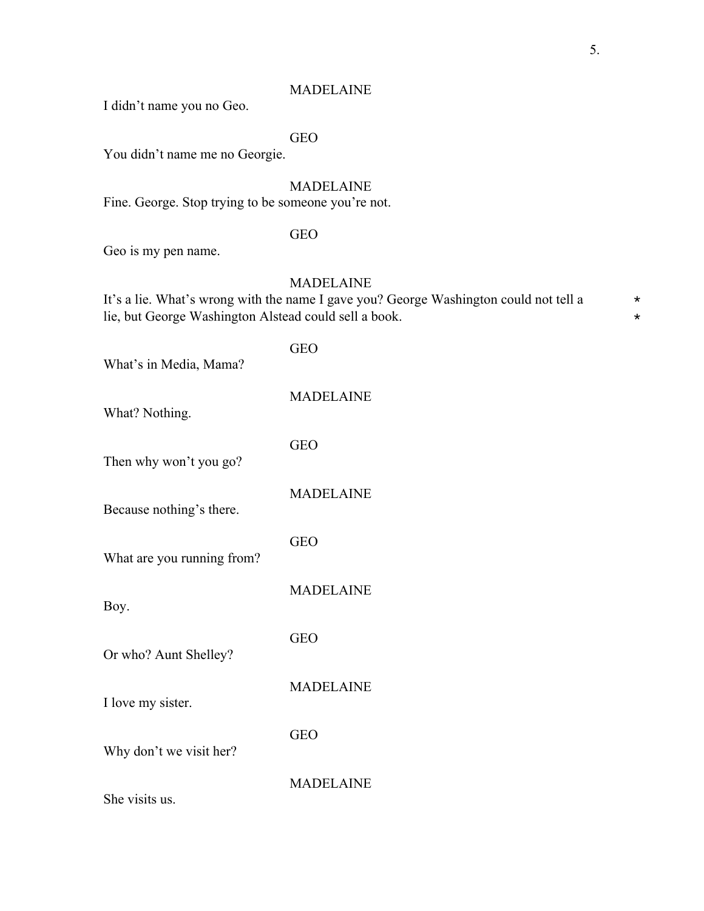MADELAINE

I didn't name you no Geo.

GEO

You didn't name me no Georgie.

MADELAINE

Fine. George. Stop trying to be someone you're not.

GEO

Geo is my pen name.

MADELAINE

It's a lie. What's wrong with the name I gave you? George Washington could not tell a lie, but George Washington Alstead could sell a book. * *

GEO

What's in Media, Mama?

MADELAINE

What? Nothing.

GEO

Then why won't you go?

MADELAINE

Because nothing's there.

GEO

What are you running from?

MADELAINE

Boy.

GEO

Or who? Aunt Shelley?

MADELAINE

I love my sister.

GEO

Why don't we visit her?

MADELAINE

She visits us.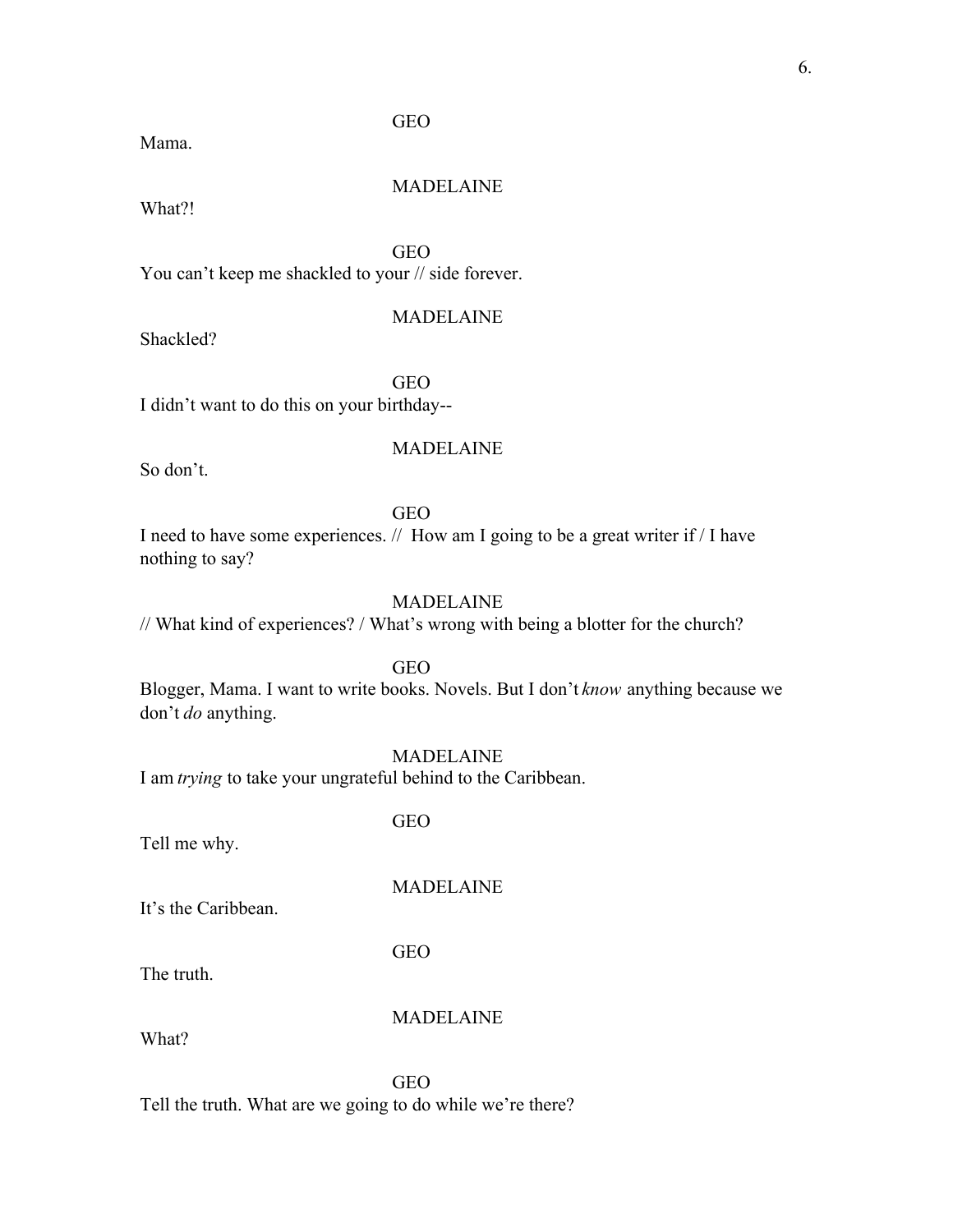GEO

Mama.

MADELAINE

What?!

GEO

You can't keep me shackled to your // side forever.

MADELAINE

Shackled?

GEO

I didn't want to do this on your birthday--

MADELAINE

So don't.

GEO

I need to have some experiences. // How am I going to be a great writer if / I have nothing to say?

MADELAINE

// What kind of experiences? / What's wrong with being a blotter for the church?

GEO

Blogger, Mama. I want to write books. Novels. But I don't *know* anything because we don't *do* anything.

MADELAINE

I am *trying* to take your ungrateful behind to the Caribbean.

GEO

Tell me why.

MADELAINE

It's the Caribbean.

GEO

The truth.

MADELAINE

What?

GEO

Tell the truth. What are we going to do while we're there?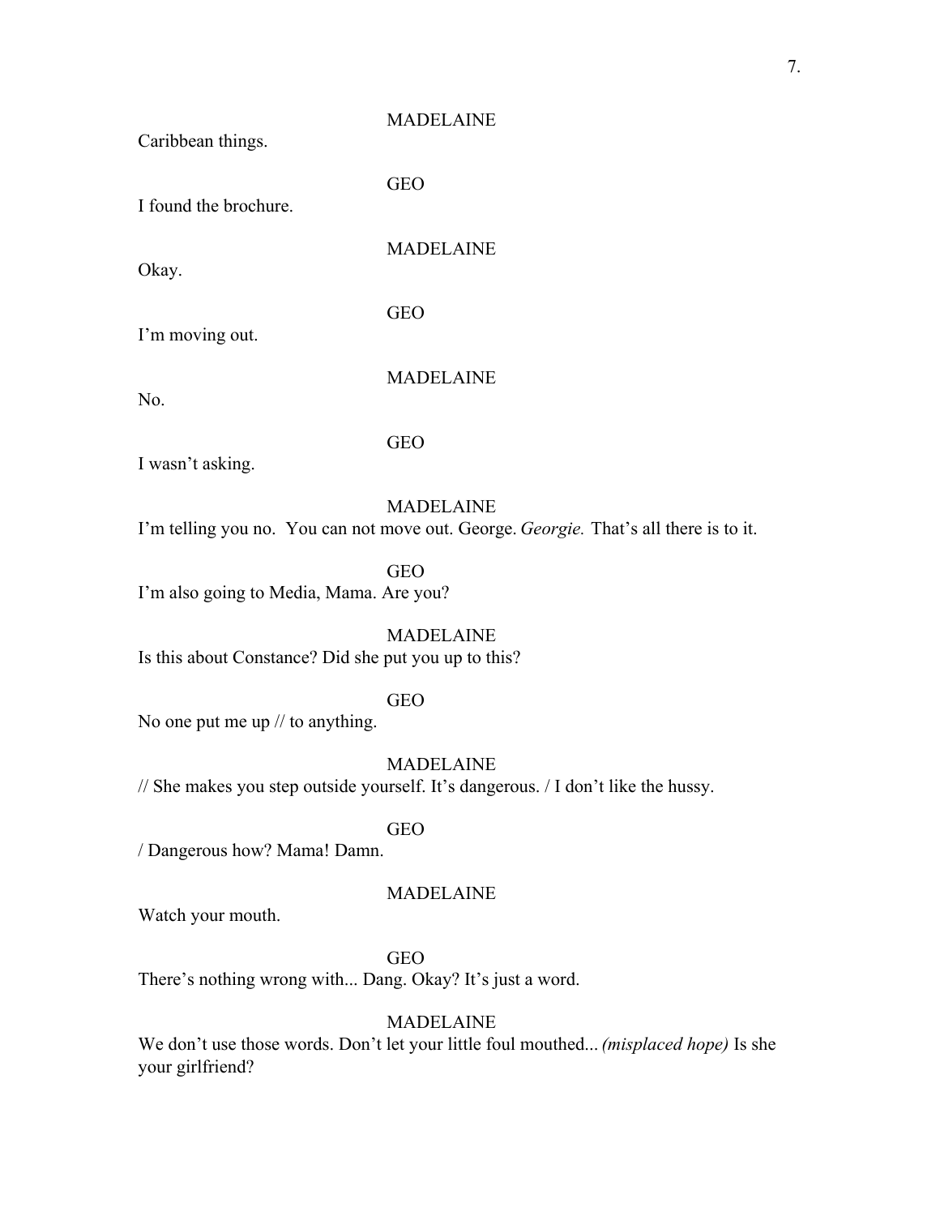MADELAINE

Caribbean things.

GEO

I found the brochure.

MADELAINE

Okay.

GEO

I'm moving out.

MADELAINE

No.

GEO

I wasn't asking.

MADELAINE

I'm telling you no. You can not move out. George. *Georgie.* That's all there is to it.

GEO

I'm also going to Media, Mama. Are you?

MADELAINE

Is this about Constance? Did she put you up to this?

GEO

No one put me up // to anything.

MADELAINE

// She makes you step outside yourself. It's dangerous. / I don't like the hussy.

GEO

/ Dangerous how? Mama! Damn.

MADELAINE

Watch your mouth.

GEO

There's nothing wrong with... Dang. Okay? It's just a word.

MADELAINE

We don't use those words. Don't let your little foul mouthed... *(misplaced hope)* Is she your girlfriend?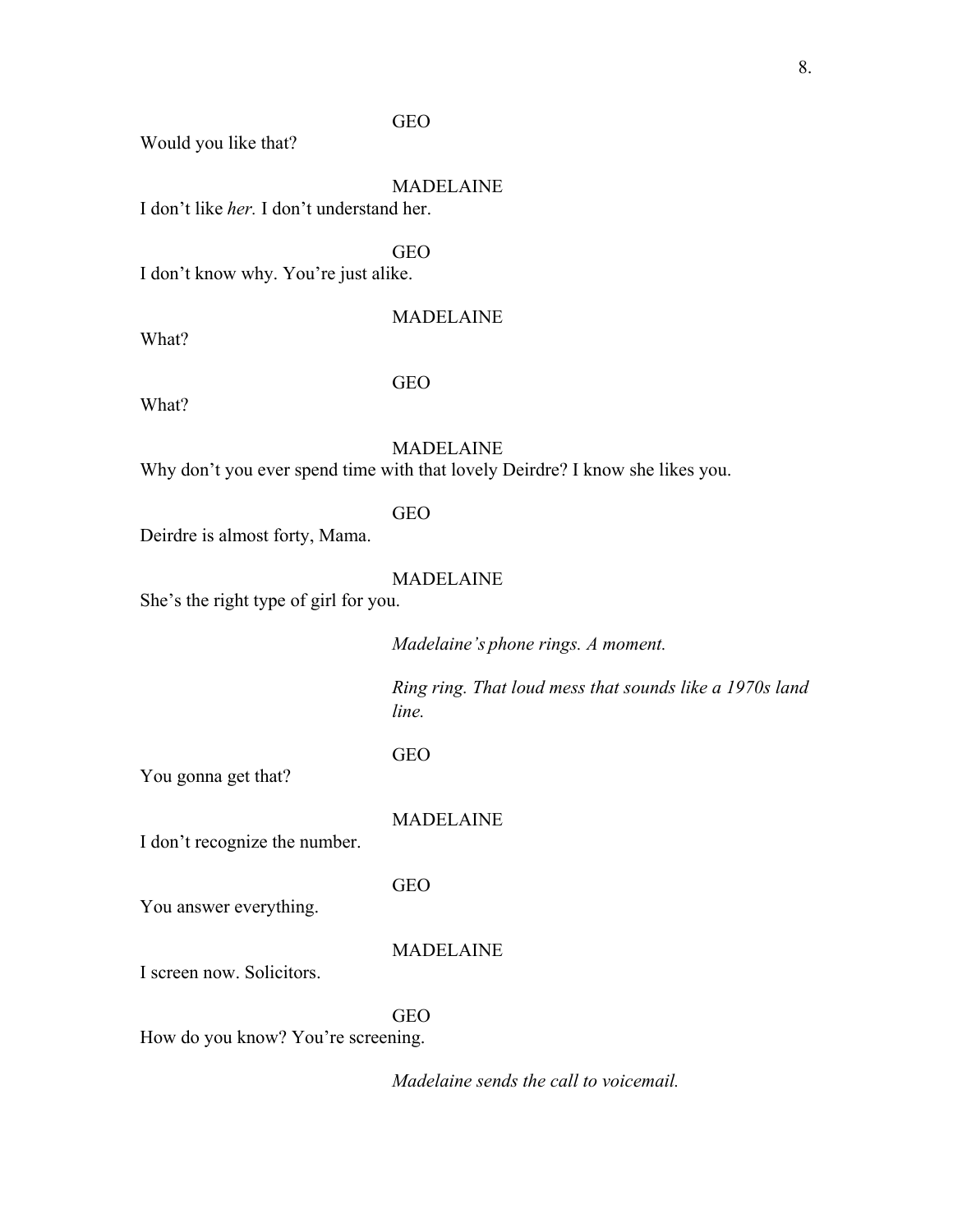GEO

Would you like that?

MADELAINE

I don't like *her.* I don't understand her.

GEO

I don't know why. You're just alike.

MADELAINE

What?

GEO

What?

MADELAINE

Why don't you ever spend time with that lovely Deirdre? I know she likes you.

GEO

Deirdre is almost forty, Mama.

MADELAINE

She's the right type of girl for you.

*Madelaine's phone rings. A moment.*

*Ring ring. That loud mess that sounds like a 1970s land line.*

GEO

You gonna get that?

MADELAINE

I don't recognize the number.

GEO

You answer everything.

MADELAINE

I screen now. Solicitors.

GEO

How do you know? You're screening.

*Madelaine sends the call to voicemail.*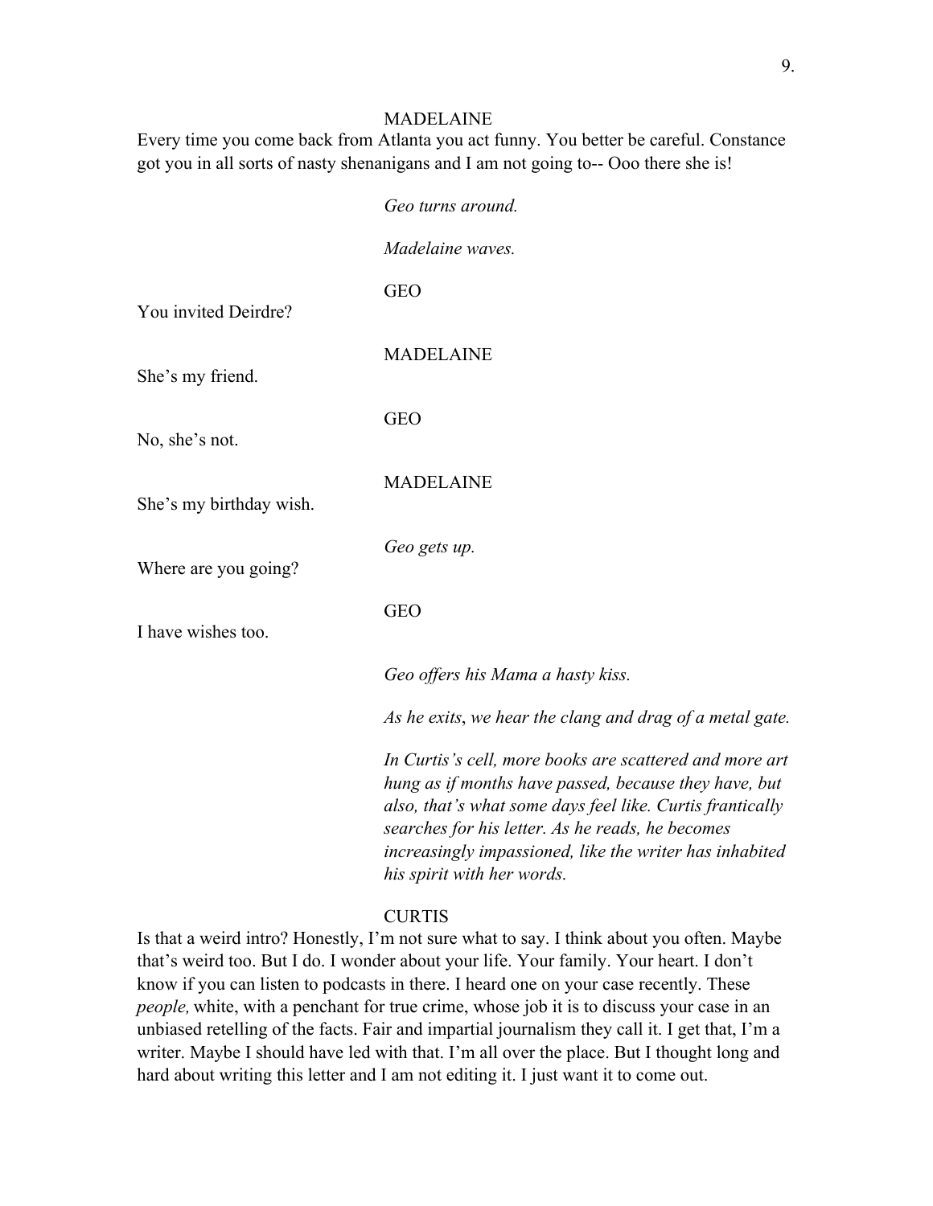MADELAINE

Every time you come back from Atlanta you act funny. You better be careful. Constance got you in all sorts of nasty shenanigans and I am not going to-- Ooo there she is!

*Geo turns around.*

*Madelaine waves.*

GEO

You invited Deirdre?

MADELAINE

She's my friend.

GEO

No, she's not.

MADELAINE

She's my birthday wish.

*Geo gets up.*

Where are you going?

GEO

I have wishes too.

*Geo offers his Mama a hasty kiss.*

*As he exits, we hear the clang and drag of a metal gate.*

*In Curtis's cell, more books are scattered and more art hung as if months have passed, because they have, but also, that's what some days feel like. Curtis frantically searches for his letter. As he reads, he becomes increasingly impassioned, like the writer has inhabited his spirit with her words.*

CURTIS

Is that a weird intro? Honestly, I'm not sure what to say. I think about you often. Maybe that's weird too. But I do. I wonder about your life. Your family. Your heart. I don't know if you can listen to podcasts in there. I heard one on your case recently. These *people,* white, with a penchant for true crime, whose job it is to discuss your case in an unbiased retelling of the facts. Fair and impartial journalism they call it. I get that, I'm a writer. Maybe I should have led with that. I'm all over the place. But I thought long and hard about writing this letter and I am not editing it. I just want it to come out.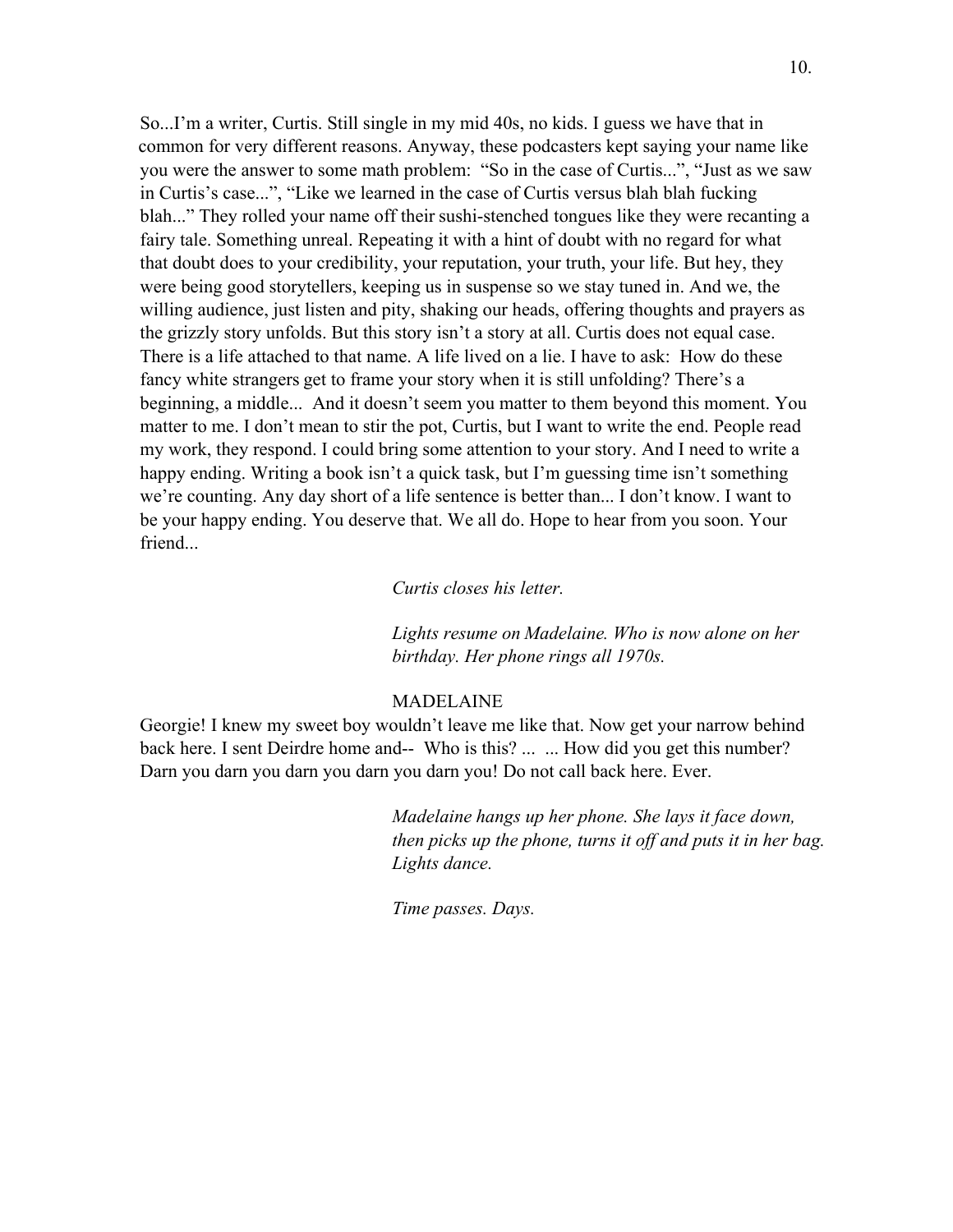So...I'm a writer, Curtis. Still single in my mid 40s, no kids. I guess we have that in common for very different reasons. Anyway, these podcasters kept saying your name like you were the answer to some math problem: "So in the case of Curtis...", "Just as we saw in Curtis's case...", "Like we learned in the case of Curtis versus blah blah fucking blah..." They rolled your name off their sushi-stenched tongues like they were recanting a fairy tale. Something unreal. Repeating it with a hint of doubt with no regard for what that doubt does to your credibility, your reputation, your truth, your life. But hey, they were being good storytellers, keeping us in suspense so we stay tuned in. And we, the willing audience, just listen and pity, shaking our heads, offering thoughts and prayers as the grizzly story unfolds. But this story isn't a story at all. Curtis does not equal case. There is a life attached to that name. A life lived on a lie. I have to ask: How do these fancy white strangers get to frame your story when it is still unfolding? There's a beginning, a middle... And it doesn't seem you matter to them beyond this moment. You matter to me. I don't mean to stir the pot, Curtis, but I want to write the end. People read my work, they respond. I could bring some attention to your story. And I need to write a happy ending. Writing a book isn't a quick task, but I'm guessing time isn't something we're counting. Any day short of a life sentence is better than... I don't know. I want to be your happy ending. You deserve that. We all do. Hope to hear from you soon. Your friend...

*Curtis closes his letter.*

*Lights resume on Madelaine. Who is now alone on her birthday. Her phone rings all 1970s.*

MADELAINE

Georgie! I knew my sweet boy wouldn't leave me like that. Now get your narrow behind back here. I sent Deirdre home and-- Who is this? ... ... How did you get this number? Darn you darn you darn you darn you darn you! Do not call back here. Ever.

*Madelaine hangs up her phone. She lays it face down, then picks up the phone, turns it off and puts it in her bag. Lights dance.*

*Time passes. Days.*